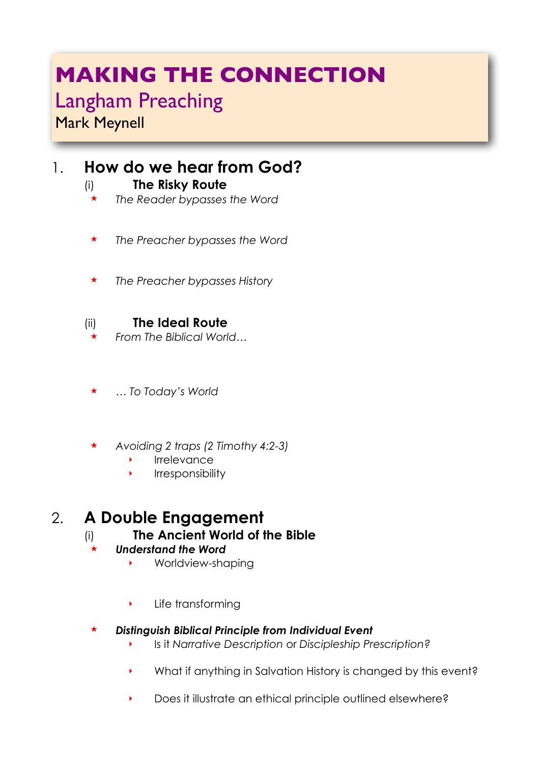# MAKING THE CONNECTION

## Langham Preaching

Mark Meynell

## 1. How do we hear from God?

### (i) The Risky Route

- *The Reader bypasses the Word*
- *The Preacher bypasses the Word*
- *The Preacher bypasses History*

### (ii) The Ideal Route

- *From The Biblical World…*
- *… To Today's World*
- *Avoiding 2 traps (2 Timothy 4:2-3)*
    - Irrelevance
    - Irresponsibility

## 2. A Double Engagement

### (i) The Ancient World of the Bible

- ***Understand the Word***
    - Worldview-shaping
    - Life transforming
- ***Distinguish Biblical Principle from Individual Event***
    - Is it *Narrative Description* or *Discipleship Prescription?*
    - What if anything in Salvation History is changed by this event?
    - Does it illustrate an ethical principle outlined elsewhere?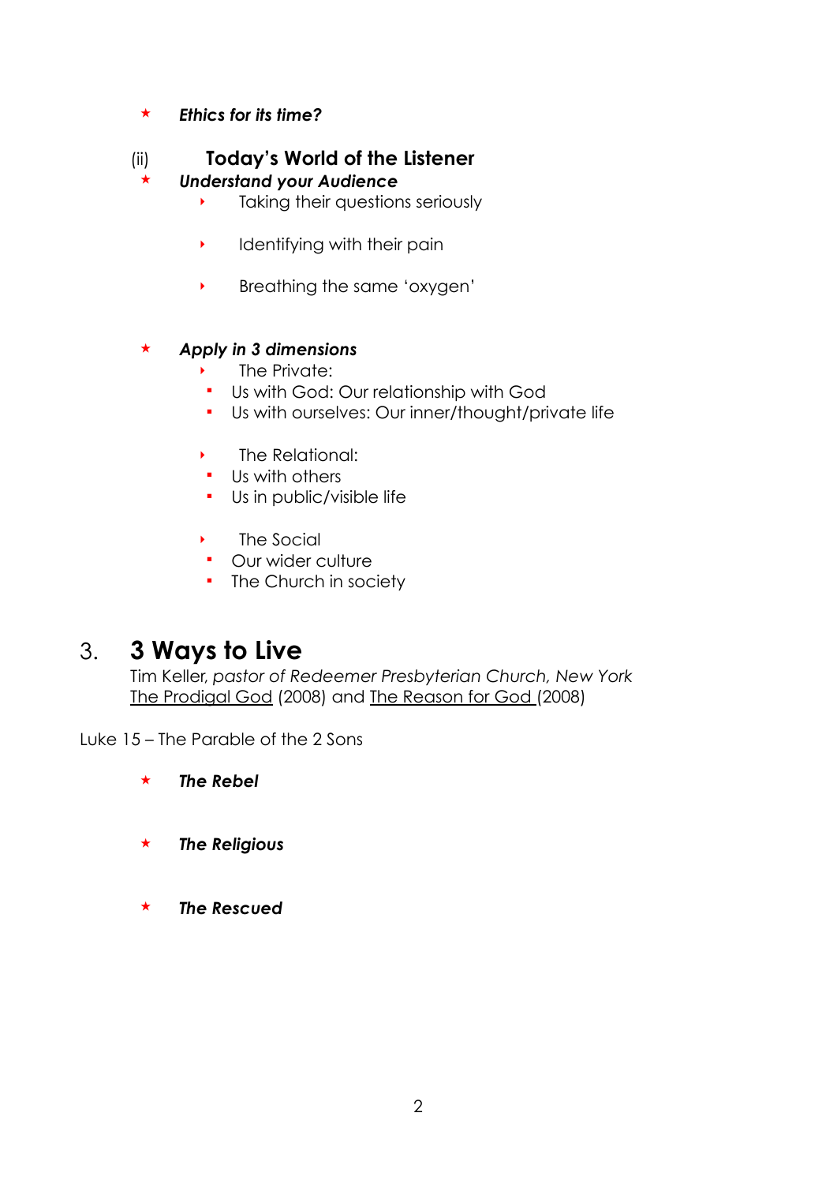- ***Ethics for its time?***

(ii) **Today's World of the Listener**

- ***Understand your Audience***
  - Taking their questions seriously
  - Identifying with their pain
  - Breathing the same 'oxygen'

- ***Apply in 3 dimensions***
  - The Private:
    - Us with God: Our relationship with God
    - Us with ourselves: Our inner/thought/private life
  - The Relational:
    - Us with others
    - Us in public/visible life
  - The Social
    - Our wider culture
    - The Church in society

## 3. 3 Ways to Live

Tim Keller, *pastor of Redeemer Presbyterian Church, New York*
The Prodigal God (2008) and The Reason for God (2008)

Luke 15 – The Parable of the 2 Sons

- ***The Rebel***

- ***The Religious***

- ***The Rescued***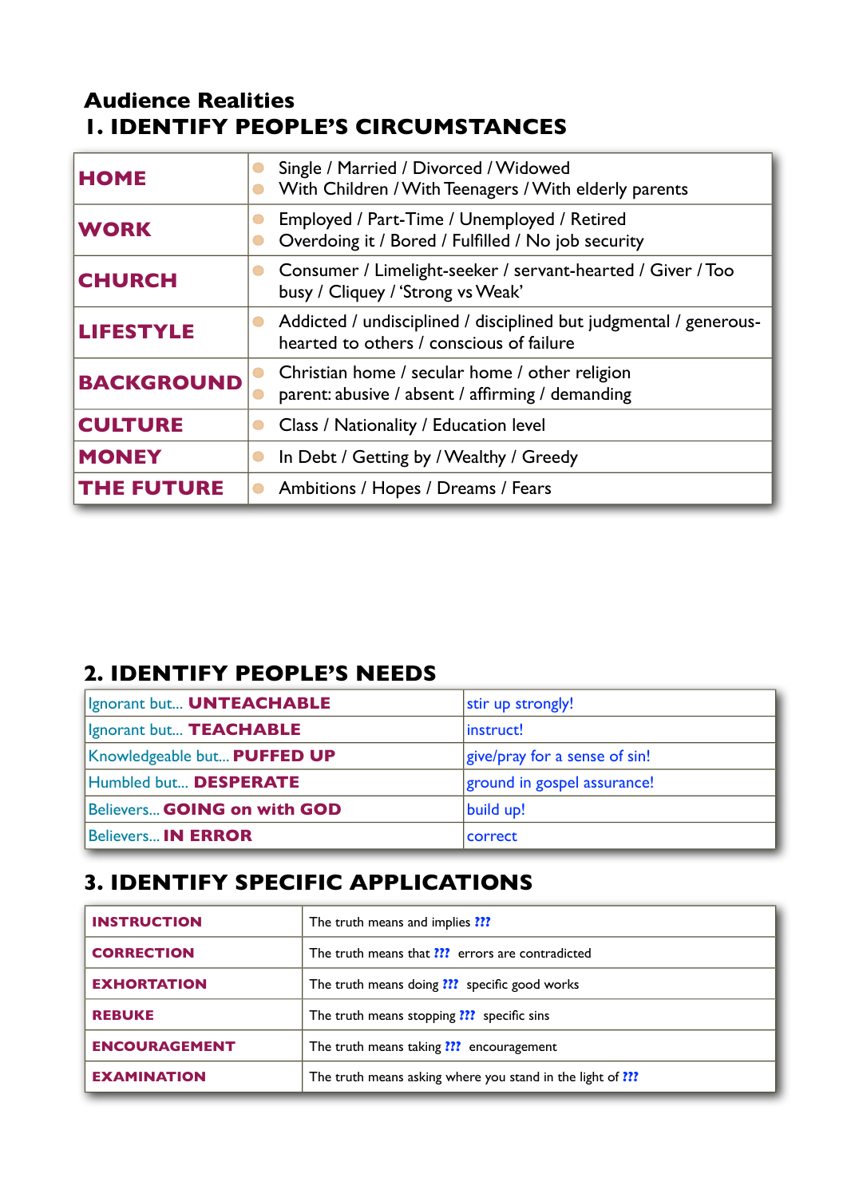## Audience Realities

## 1. IDENTIFY PEOPLE'S CIRCUMSTANCES

| | |
|---|---|
| **HOME** | • Single / Married / Divorced / Widowed<br>• With Children / With Teenagers / With elderly parents |
| **WORK** | • Employed / Part-Time / Unemployed / Retired<br>• Overdoing it / Bored / Fulfilled / No job security |
| **CHURCH** | • Consumer / Limelight-seeker / servant-hearted / Giver / Too busy / Cliquey / 'Strong vs Weak' |
| **LIFESTYLE** | • Addicted / undisciplined / disciplined but judgmental / generous-hearted to others / conscious of failure |
| **BACKGROUND** | • Christian home / secular home / other religion<br>• parent: abusive / absent / affirming / demanding |
| **CULTURE** | • Class / Nationality / Education level |
| **MONEY** | • In Debt / Getting by / Wealthy / Greedy |
| **THE FUTURE** | • Ambitions / Hopes / Dreams / Fears |

## 2. IDENTIFY PEOPLE'S NEEDS

| | |
|---|---|
| Ignorant but... **UNTEACHABLE** | stir up strongly! |
| Ignorant but... **TEACHABLE** | instruct! |
| Knowledgeable but... **PUFFED UP** | give/pray for a sense of sin! |
| Humbled but... **DESPERATE** | ground in gospel assurance! |
| Believers... **GOING on with GOD** | build up! |
| Believers... **IN ERROR** | correct |

## 3. IDENTIFY SPECIFIC APPLICATIONS

| | |
|---|---|
| **INSTRUCTION** | The truth means and implies **???** |
| **CORRECTION** | The truth means that **???** errors are contradicted |
| **EXHORTATION** | The truth means doing **???** specific good works |
| **REBUKE** | The truth means stopping **???** specific sins |
| **ENCOURAGEMENT** | The truth means taking **???** encouragement |
| **EXAMINATION** | The truth means asking where you stand in the light of **???** |